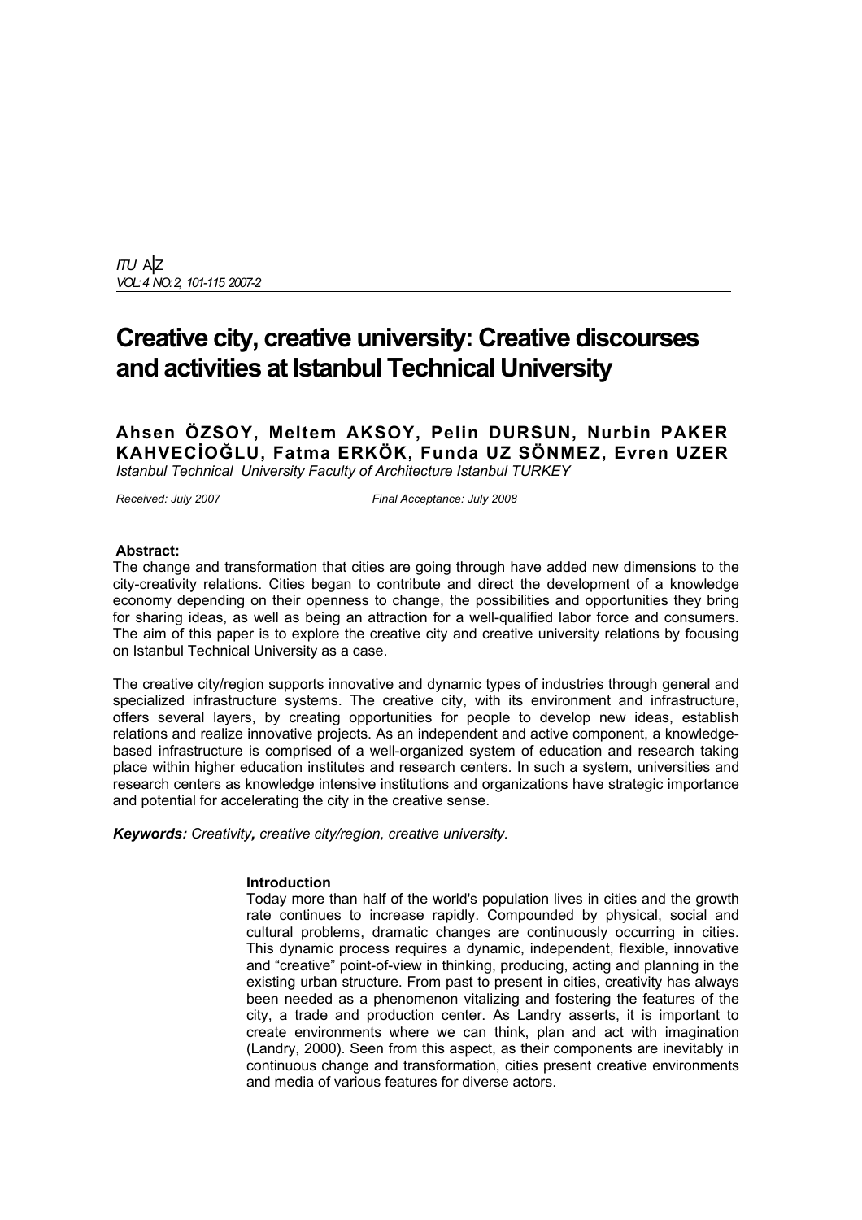# Creative city, creative university: Creative discourses and activities at Istanbul Technical University

**Ahsen ÖZSOY, Meltem AKSOY, Pelin DURSUN, Nurbin PAKER KAHVECİOĞLU, Fatma ERKÖK, Funda UZ SÖNMEZ, Evren UZER**

*Istanbul Technical University Faculty of Architecture Istanbul TURKEY*

*Received: July 2007* *Final Acceptance: July 2008*

**Abstract:**

The change and transformation that cities are going through have added new dimensions to the city-creativity relations. Cities began to contribute and direct the development of a knowledge economy depending on their openness to change, the possibilities and opportunities they bring for sharing ideas, as well as being an attraction for a well-qualified labor force and consumers. The aim of this paper is to explore the creative city and creative university relations by focusing on Istanbul Technical University as a case.

The creative city/region supports innovative and dynamic types of industries through general and specialized infrastructure systems. The creative city, with its environment and infrastructure, offers several layers, by creating opportunities for people to develop new ideas, establish relations and realize innovative projects. As an independent and active component, a knowledge-based infrastructure is comprised of a well-organized system of education and research taking place within higher education institutes and research centers. In such a system, universities and research centers as knowledge intensive institutions and organizations have strategic importance and potential for accelerating the city in the creative sense.

***Keywords:*** *Creativity, creative city/region, creative university.*

## Introduction

Today more than half of the world's population lives in cities and the growth rate continues to increase rapidly. Compounded by physical, social and cultural problems, dramatic changes are continuously occurring in cities. This dynamic process requires a dynamic, independent, flexible, innovative and "creative" point-of-view in thinking, producing, acting and planning in the existing urban structure. From past to present in cities, creativity has always been needed as a phenomenon vitalizing and fostering the features of the city, a trade and production center. As Landry asserts, it is important to create environments where we can think, plan and act with imagination (Landry, 2000). Seen from this aspect, as their components are inevitably in continuous change and transformation, cities present creative environments and media of various features for diverse actors.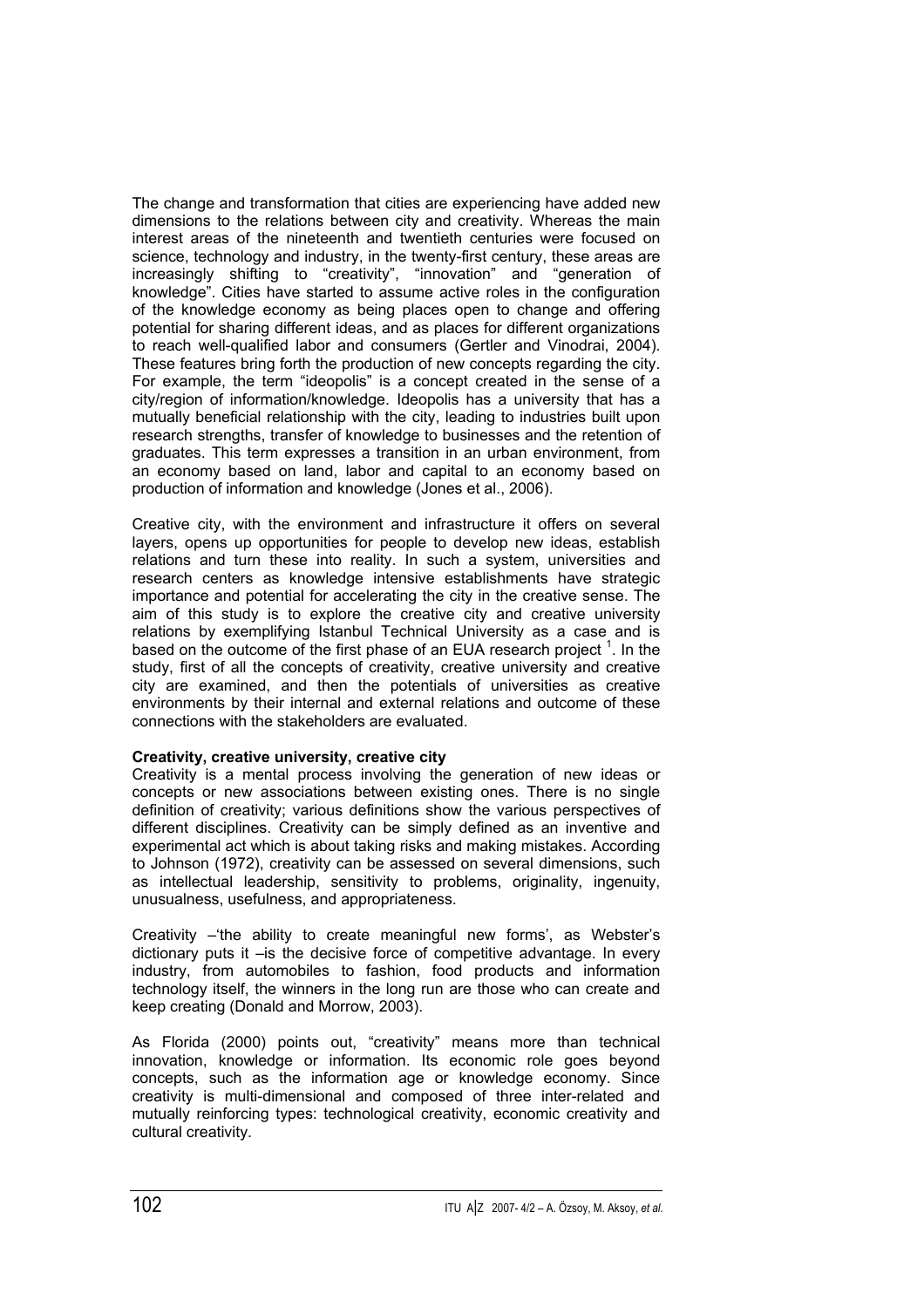The change and transformation that cities are experiencing have added new dimensions to the relations between city and creativity. Whereas the main interest areas of the nineteenth and twentieth centuries were focused on science, technology and industry, in the twenty-first century, these areas are increasingly shifting to "creativity", "innovation" and "generation of knowledge". Cities have started to assume active roles in the configuration of the knowledge economy as being places open to change and offering potential for sharing different ideas, and as places for different organizations to reach well-qualified labor and consumers (Gertler and Vinodrai, 2004). These features bring forth the production of new concepts regarding the city. For example, the term "ideopolis" is a concept created in the sense of a city/region of information/knowledge. Ideopolis has a university that has a mutually beneficial relationship with the city, leading to industries built upon research strengths, transfer of knowledge to businesses and the retention of graduates. This term expresses a transition in an urban environment, from an economy based on land, labor and capital to an economy based on production of information and knowledge (Jones et al., 2006).

Creative city, with the environment and infrastructure it offers on several layers, opens up opportunities for people to develop new ideas, establish relations and turn these into reality. In such a system, universities and research centers as knowledge intensive establishments have strategic importance and potential for accelerating the city in the creative sense. The aim of this study is to explore the creative city and creative university relations by exemplifying Istanbul Technical University as a case and is based on the outcome of the first phase of an EUA research project [1]. In the study, first of all the concepts of creativity, creative university and creative city are examined, and then the potentials of universities as creative environments by their internal and external relations and outcome of these connections with the stakeholders are evaluated.

**Creativity, creative university, creative city**

Creativity is a mental process involving the generation of new ideas or concepts or new associations between existing ones. There is no single definition of creativity; various definitions show the various perspectives of different disciplines. Creativity can be simply defined as an inventive and experimental act which is about taking risks and making mistakes. According to Johnson (1972), creativity can be assessed on several dimensions, such as intellectual leadership, sensitivity to problems, originality, ingenuity, unusualness, usefulness, and appropriateness.

Creativity –'the ability to create meaningful new forms', as Webster's dictionary puts it –is the decisive force of competitive advantage. In every industry, from automobiles to fashion, food products and information technology itself, the winners in the long run are those who can create and keep creating (Donald and Morrow, 2003).

As Florida (2000) points out, "creativity" means more than technical innovation, knowledge or information. Its economic role goes beyond concepts, such as the information age or knowledge economy. Since creativity is multi-dimensional and composed of three inter-related and mutually reinforcing types: technological creativity, economic creativity and cultural creativity.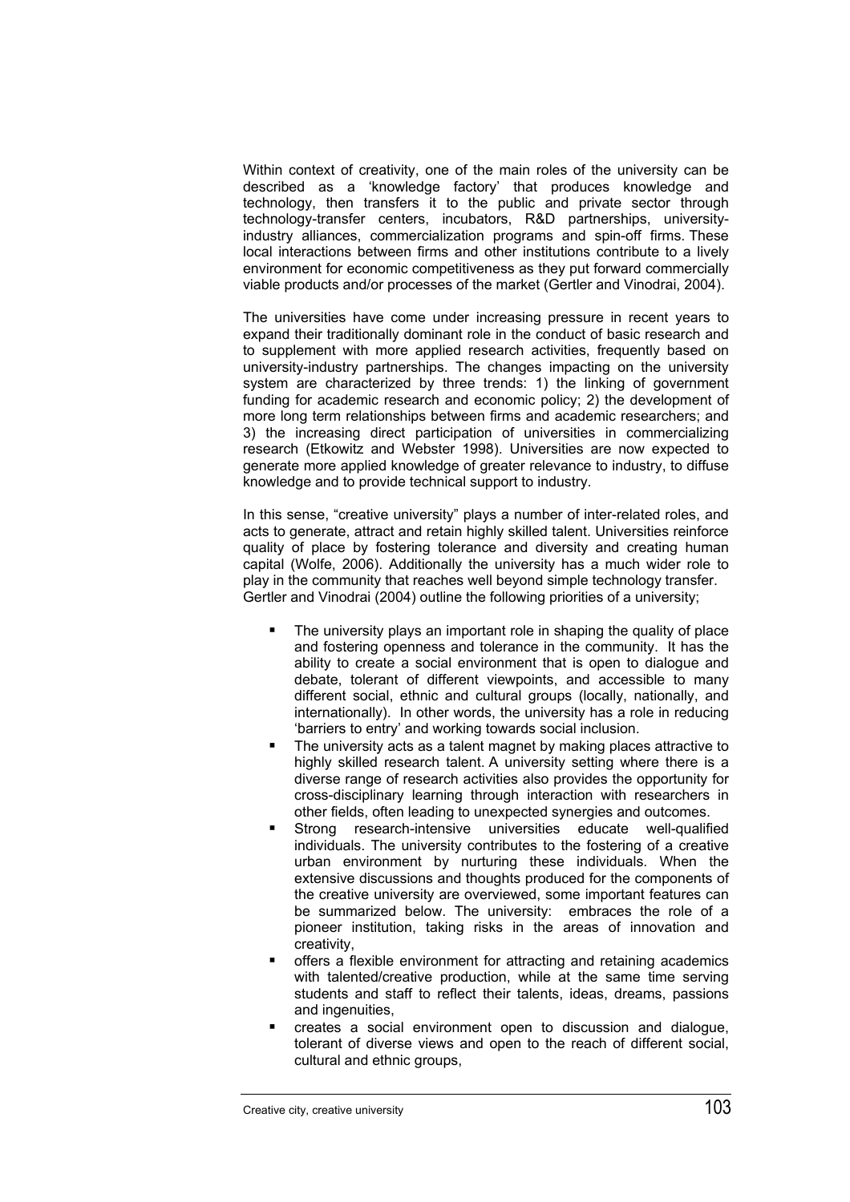Within context of creativity, one of the main roles of the university can be described as a 'knowledge factory' that produces knowledge and technology, then transfers it to the public and private sector through technology-transfer centers, incubators, R&D partnerships, university-industry alliances, commercialization programs and spin-off firms. These local interactions between firms and other institutions contribute to a lively environment for economic competitiveness as they put forward commercially viable products and/or processes of the market (Gertler and Vinodrai, 2004).

The universities have come under increasing pressure in recent years to expand their traditionally dominant role in the conduct of basic research and to supplement with more applied research activities, frequently based on university-industry partnerships. The changes impacting on the university system are characterized by three trends: 1) the linking of government funding for academic research and economic policy; 2) the development of more long term relationships between firms and academic researchers; and 3) the increasing direct participation of universities in commercializing research (Etkowitz and Webster 1998). Universities are now expected to generate more applied knowledge of greater relevance to industry, to diffuse knowledge and to provide technical support to industry.

In this sense, "creative university" plays a number of inter-related roles, and acts to generate, attract and retain highly skilled talent. Universities reinforce quality of place by fostering tolerance and diversity and creating human capital (Wolfe, 2006). Additionally the university has a much wider role to play in the community that reaches well beyond simple technology transfer. Gertler and Vinodrai (2004) outline the following priorities of a university;

- The university plays an important role in shaping the quality of place and fostering openness and tolerance in the community. It has the ability to create a social environment that is open to dialogue and debate, tolerant of different viewpoints, and accessible to many different social, ethnic and cultural groups (locally, nationally, and internationally). In other words, the university has a role in reducing 'barriers to entry' and working towards social inclusion.
- The university acts as a talent magnet by making places attractive to highly skilled research talent. A university setting where there is a diverse range of research activities also provides the opportunity for cross-disciplinary learning through interaction with researchers in other fields, often leading to unexpected synergies and outcomes.
- Strong research-intensive universities educate well-qualified individuals. The university contributes to the fostering of a creative urban environment by nurturing these individuals. When the extensive discussions and thoughts produced for the components of the creative university are overviewed, some important features can be summarized below. The university: embraces the role of a pioneer institution, taking risks in the areas of innovation and creativity,
- offers a flexible environment for attracting and retaining academics with talented/creative production, while at the same time serving students and staff to reflect their talents, ideas, dreams, passions and ingenuities,
- creates a social environment open to discussion and dialogue, tolerant of diverse views and open to the reach of different social, cultural and ethnic groups,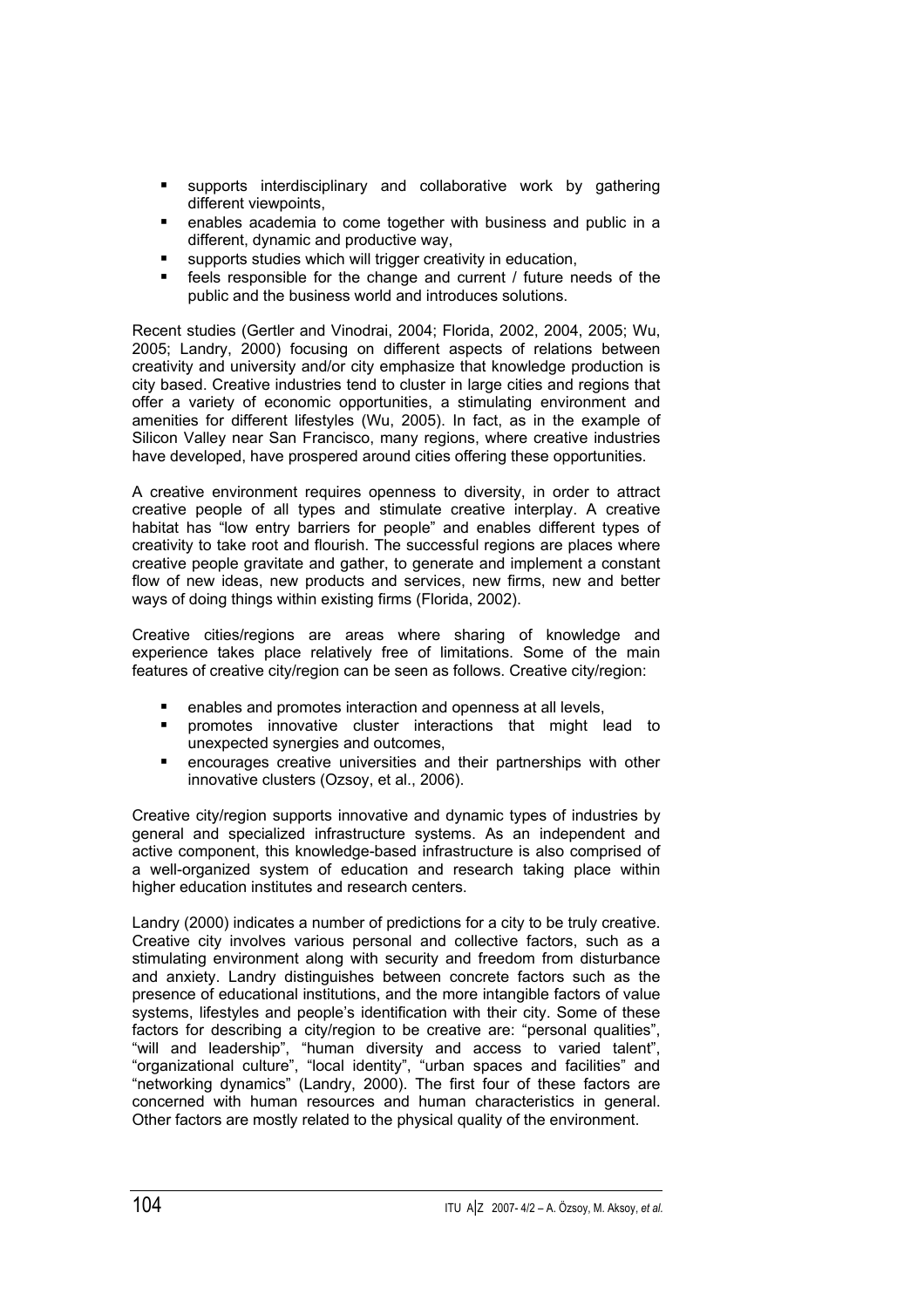- supports interdisciplinary and collaborative work by gathering different viewpoints,
- enables academia to come together with business and public in a different, dynamic and productive way,
- supports studies which will trigger creativity in education,
- feels responsible for the change and current / future needs of the public and the business world and introduces solutions.

Recent studies (Gertler and Vinodrai, 2004; Florida, 2002, 2004, 2005; Wu, 2005; Landry, 2000) focusing on different aspects of relations between creativity and university and/or city emphasize that knowledge production is city based. Creative industries tend to cluster in large cities and regions that offer a variety of economic opportunities, a stimulating environment and amenities for different lifestyles (Wu, 2005). In fact, as in the example of Silicon Valley near San Francisco, many regions, where creative industries have developed, have prospered around cities offering these opportunities.

A creative environment requires openness to diversity, in order to attract creative people of all types and stimulate creative interplay. A creative habitat has "low entry barriers for people" and enables different types of creativity to take root and flourish. The successful regions are places where creative people gravitate and gather, to generate and implement a constant flow of new ideas, new products and services, new firms, new and better ways of doing things within existing firms (Florida, 2002).

Creative cities/regions are areas where sharing of knowledge and experience takes place relatively free of limitations. Some of the main features of creative city/region can be seen as follows. Creative city/region:

- enables and promotes interaction and openness at all levels,
- promotes innovative cluster interactions that might lead to unexpected synergies and outcomes,
- encourages creative universities and their partnerships with other innovative clusters (Ozsoy, et al., 2006).

Creative city/region supports innovative and dynamic types of industries by general and specialized infrastructure systems. As an independent and active component, this knowledge-based infrastructure is also comprised of a well-organized system of education and research taking place within higher education institutes and research centers.

Landry (2000) indicates a number of predictions for a city to be truly creative. Creative city involves various personal and collective factors, such as a stimulating environment along with security and freedom from disturbance and anxiety. Landry distinguishes between concrete factors such as the presence of educational institutions, and the more intangible factors of value systems, lifestyles and people's identification with their city. Some of these factors for describing a city/region to be creative are: "personal qualities", "will and leadership", "human diversity and access to varied talent", "organizational culture", "local identity", "urban spaces and facilities" and "networking dynamics" (Landry, 2000). The first four of these factors are concerned with human resources and human characteristics in general. Other factors are mostly related to the physical quality of the environment.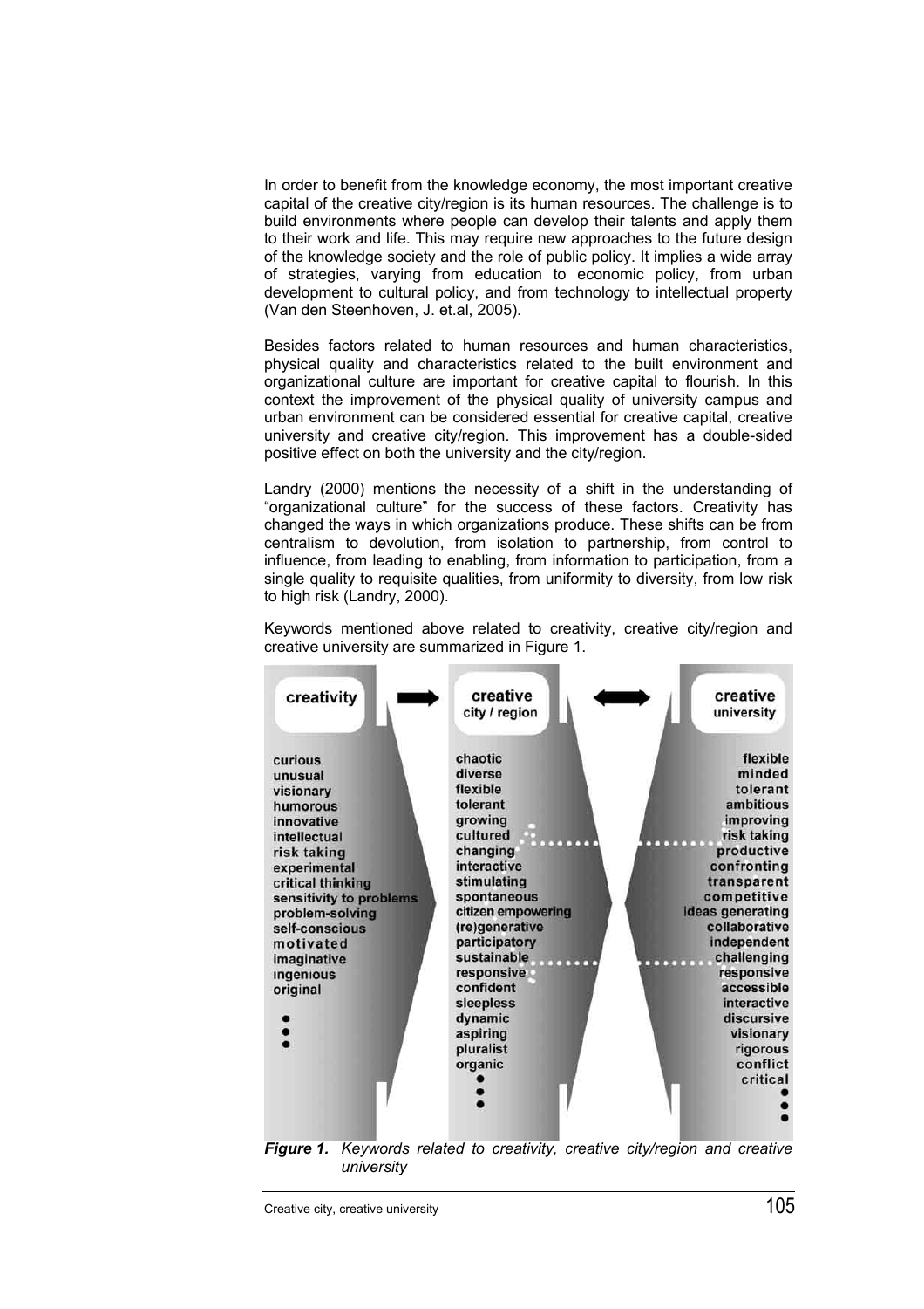In order to benefit from the knowledge economy, the most important creative capital of the creative city/region is its human resources. The challenge is to build environments where people can develop their talents and apply them to their work and life. This may require new approaches to the future design of the knowledge society and the role of public policy. It implies a wide array of strategies, varying from education to economic policy, from urban development to cultural policy, and from technology to intellectual property (Van den Steenhoven, J. et.al, 2005).

Besides factors related to human resources and human characteristics, physical quality and characteristics related to the built environment and organizational culture are important for creative capital to flourish. In this context the improvement of the physical quality of university campus and urban environment can be considered essential for creative capital, creative university and creative city/region. This improvement has a double-sided positive effect on both the university and the city/region.

Landry (2000) mentions the necessity of a shift in the understanding of "organizational culture" for the success of these factors. Creativity has changed the ways in which organizations produce. These shifts can be from centralism to devolution, from isolation to partnership, from control to influence, from leading to enabling, from information to participation, from a single quality to requisite qualities, from uniformity to diversity, from low risk to high risk (Landry, 2000).

Keywords mentioned above related to creativity, creative city/region and creative university are summarized in Figure 1.

| creativity | creative city / region | creative university |
|---|---|---|
| curious | chaotic | flexible |
| unusual | diverse | minded |
| visionary | flexible | tolerant |
| humorous | tolerant | ambitious |
| innovative | growing | improving |
| intellectual | cultured | risk taking |
| risk taking | changing | productive |
| experimental | interactive | confronting |
| critical thinking | stimulating | transparent |
| sensitivity to problems | spontaneous | competitive |
| problem-solving | citizen empowering | ideas generating |
| self-conscious | (re)generative | collaborative |
| motivated | participatory | independent |
| imaginative | sustainable | challenging |
| ingenious | responsive | responsive |
| original | confident | accessible |
| ⋮ | sleepless | interactive |
| | dynamic | discursive |
| | aspiring | visionary |
| | pluralist | rigorous |
| | organic | conflict |
| | ⋮ | critical |
| | | ⋮ |

***Figure 1.*** *Keywords related to creativity, creative city/region and creative university*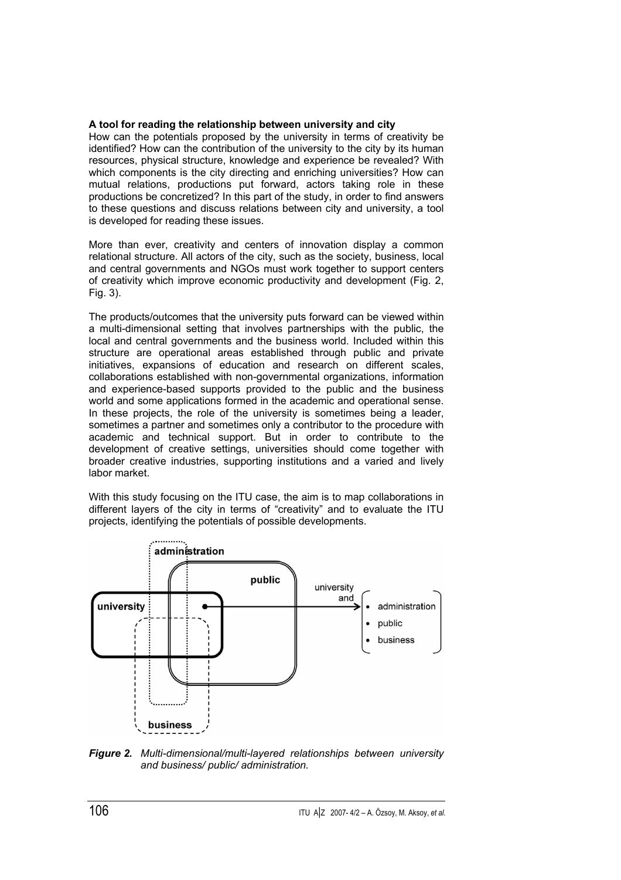**A tool for reading the relationship between university and city**

How can the potentials proposed by the university in terms of creativity be identified? How can the contribution of the university to the city by its human resources, physical structure, knowledge and experience be revealed? With which components is the city directing and enriching universities? How can mutual relations, productions put forward, actors taking role in these productions be concretized? In this part of the study, in order to find answers to these questions and discuss relations between city and university, a tool is developed for reading these issues.

More than ever, creativity and centers of innovation display a common relational structure. All actors of the city, such as the society, business, local and central governments and NGOs must work together to support centers of creativity which improve economic productivity and development (Fig. 2, Fig. 3).

The products/outcomes that the university puts forward can be viewed within a multi-dimensional setting that involves partnerships with the public, the local and central governments and the business world. Included within this structure are operational areas established through public and private initiatives, expansions of education and research on different scales, collaborations established with non-governmental organizations, information and experience-based supports provided to the public and the business world and some applications formed in the academic and operational sense. In these projects, the role of the university is sometimes being a leader, sometimes a partner and sometimes only a contributor to the procedure with academic and technical support. But in order to contribute to the development of creative settings, universities should come together with broader creative industries, supporting institutions and a varied and lively labor market.

With this study focusing on the ITU case, the aim is to map collaborations in different layers of the city in terms of "creativity" and to evaluate the ITU projects, identifying the potentials of possible developments.

***Figure 2.*** *Multi-dimensional/multi-layered relationships between university and business/ public/ administration.*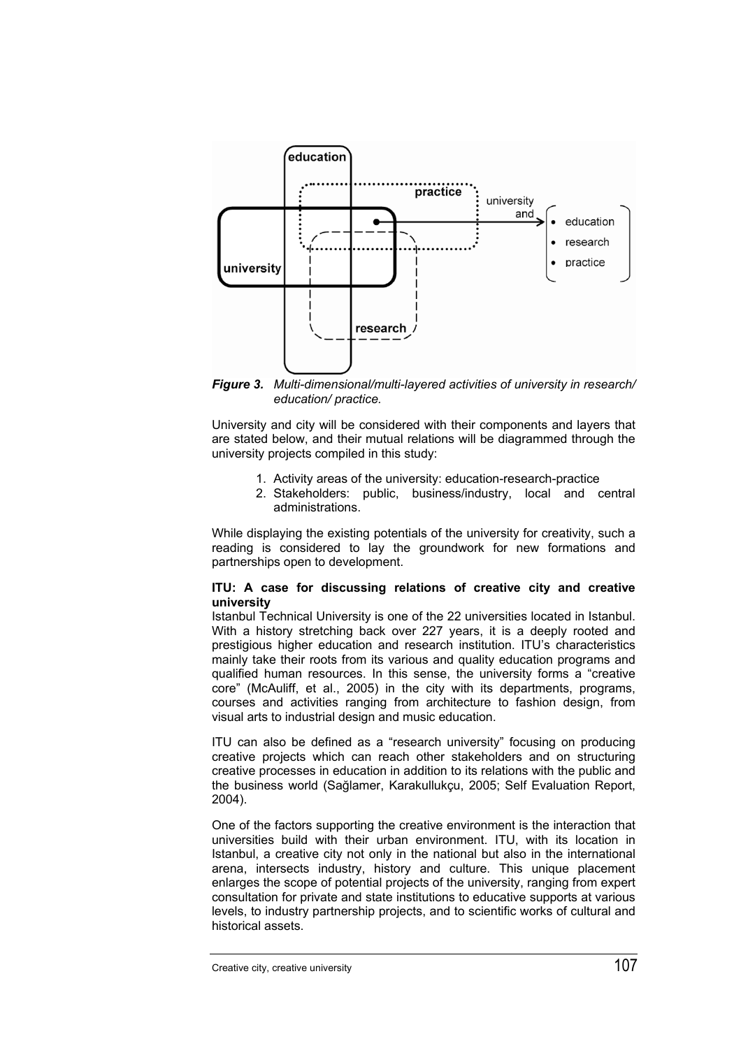*Figure 3. Multi-dimensional/multi-layered activities of university in research/ education/ practice.*

University and city will be considered with their components and layers that are stated below, and their mutual relations will be diagrammed through the university projects compiled in this study:

1. Activity areas of the university: education-research-practice
2. Stakeholders: public, business/industry, local and central administrations.

While displaying the existing potentials of the university for creativity, such a reading is considered to lay the groundwork for new formations and partnerships open to development.

**ITU: A case for discussing relations of creative city and creative university**

Istanbul Technical University is one of the 22 universities located in Istanbul. With a history stretching back over 227 years, it is a deeply rooted and prestigious higher education and research institution. ITU's characteristics mainly take their roots from its various and quality education programs and qualified human resources. In this sense, the university forms a "creative core" (McAuliff, et al., 2005) in the city with its departments, programs, courses and activities ranging from architecture to fashion design, from visual arts to industrial design and music education.

ITU can also be defined as a "research university" focusing on producing creative projects which can reach other stakeholders and on structuring creative processes in education in addition to its relations with the public and the business world (Sağlamer, Karakullukçu, 2005; Self Evaluation Report, 2004).

One of the factors supporting the creative environment is the interaction that universities build with their urban environment. ITU, with its location in Istanbul, a creative city not only in the national but also in the international arena, intersects industry, history and culture. This unique placement enlarges the scope of potential projects of the university, ranging from expert consultation for private and state institutions to educative supports at various levels, to industry partnership projects, and to scientific works of cultural and historical assets.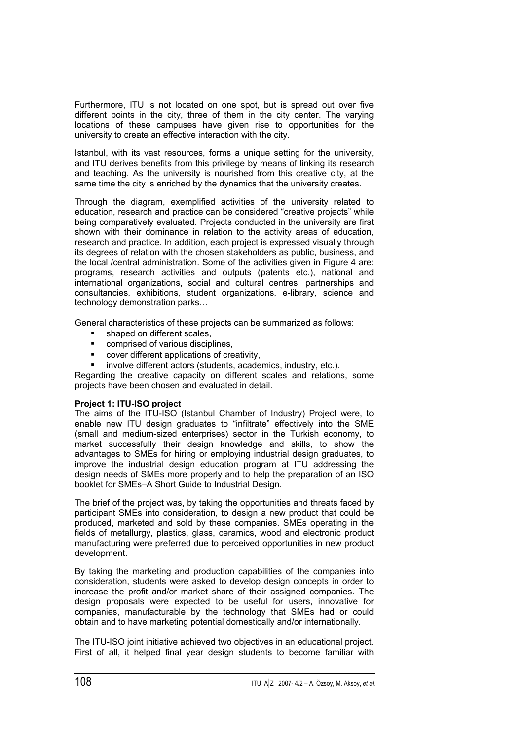Furthermore, ITU is not located on one spot, but is spread out over five different points in the city, three of them in the city center. The varying locations of these campuses have given rise to opportunities for the university to create an effective interaction with the city.

Istanbul, with its vast resources, forms a unique setting for the university, and ITU derives benefits from this privilege by means of linking its research and teaching. As the university is nourished from this creative city, at the same time the city is enriched by the dynamics that the university creates.

Through the diagram, exemplified activities of the university related to education, research and practice can be considered "creative projects" while being comparatively evaluated. Projects conducted in the university are first shown with their dominance in relation to the activity areas of education, research and practice. In addition, each project is expressed visually through its degrees of relation with the chosen stakeholders as public, business, and the local /central administration. Some of the activities given in Figure 4 are: programs, research activities and outputs (patents etc.), national and international organizations, social and cultural centres, partnerships and consultancies, exhibitions, student organizations, e-library, science and technology demonstration parks…

General characteristics of these projects can be summarized as follows:

- shaped on different scales,
- comprised of various disciplines,
- cover different applications of creativity,
- involve different actors (students, academics, industry, etc.).

Regarding the creative capacity on different scales and relations, some projects have been chosen and evaluated in detail.

**Project 1: ITU-ISO project**

The aims of the ITU-ISO (Istanbul Chamber of Industry) Project were, to enable new ITU design graduates to "infiltrate" effectively into the SME (small and medium-sized enterprises) sector in the Turkish economy, to market successfully their design knowledge and skills, to show the advantages to SMEs for hiring or employing industrial design graduates, to improve the industrial design education program at ITU addressing the design needs of SMEs more properly and to help the preparation of an ISO booklet for SMEs–A Short Guide to Industrial Design.

The brief of the project was, by taking the opportunities and threats faced by participant SMEs into consideration, to design a new product that could be produced, marketed and sold by these companies. SMEs operating in the fields of metallurgy, plastics, glass, ceramics, wood and electronic product manufacturing were preferred due to perceived opportunities in new product development.

By taking the marketing and production capabilities of the companies into consideration, students were asked to develop design concepts in order to increase the profit and/or market share of their assigned companies. The design proposals were expected to be useful for users, innovative for companies, manufacturable by the technology that SMEs had or could obtain and to have marketing potential domestically and/or internationally.

The ITU-ISO joint initiative achieved two objectives in an educational project. First of all, it helped final year design students to become familiar with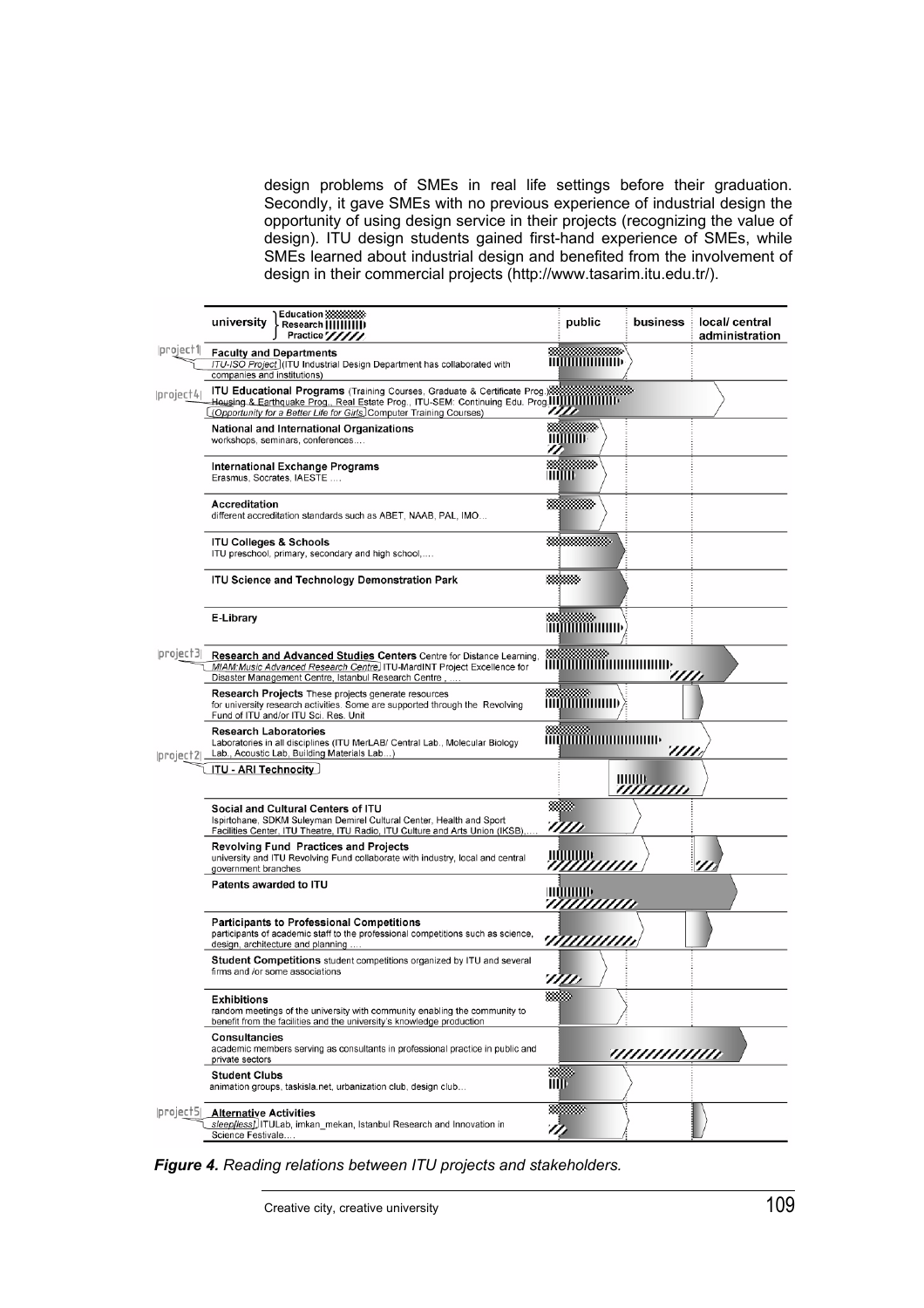design problems of SMEs in real life settings before their graduation. Secondly, it gave SMEs with no previous experience of industrial design the opportunity of using design service in their projects (recognizing the value of design). ITU design students gained first-hand experience of SMEs, while SMEs learned about industrial design and benefited from the involvement of design in their commercial projects (http://www.tasarim.itu.edu.tr/).

| | university { Education / Research / Practice } | public | business | local/ central administration |
|---|---|---|---|---|
| project1 | **Faculty and Departments** ITU-ISO Project (ITU Industrial Design Department has collaborated with companies and institutions) | | | |
| project4 | **ITU Educational Programs** (Training Courses, Graduate & Certificate Prog.) Housing & Earthquake Prog., Real Estate Prog., ITU-SEM: Continuing Edu. Prog. (Opportunity for a Better Life for Girls) Computer Training Courses) | | | |
| | **National and International Organizations** workshops, seminars, conferences.... | | | |
| | **International Exchange Programs** Erasmus, Socrates, IAESTE .... | | | |
| | **Accreditation** different accreditation standards such as ABET, NAAB, PAL, IMO... | | | |
| | **ITU Colleges & Schools** ITU preschool, primary, secondary and high school,.... | | | |
| | **ITU Science and Technology Demonstration Park** | | | |
| | **E-Library** | | | |
| project3 | **Research and Advanced Studies Centers** Centre for Distance Learning, MIAM:Music Advanced Research Centre, ITU-MardINT Project Excellence for Disaster Management Centre, Istanbul Research Centre , .... | | | |
| | **Research Projects** These projects generate resources for university research activities. Some are supported through the Revolving Fund of ITU and/or ITU Sci. Res. Unit | | | |
| | **Research Laboratories** Laboratories in all disciplines (ITU MerLAB/ Central Lab., Molecular Biology Lab., Acoustic Lab, Building Materials Lab...) | | | |
| project2 | **ITU - ARI Technocity** | | | |
| | **Social and Cultural Centers of ITU** Ispirtohane, SDKM Suleyman Demirel Cultural Center, Health and Sport Facilities Center, ITU Theatre, ITU Radio, ITU Culture and Arts Union (IKSB),.... | | | |
| | **Revolving Fund Practices and Projects** university and ITU Revolving Fund collaborate with industry, local and central government branches | | | |
| | **Patents awarded to ITU** | | | |
| | **Participants to Professional Competitions** participants of academic staff to the professional competitions such as science, design, architecture and planning .... | | | |
| | **Student Competitions** student competitions organized by ITU and several firms and /or some associations | | | |
| | **Exhibitions** random meetings of the university with community enabling the community to benefit from the facilities and the university's knowledge production | | | |
| | **Consultancies** academic members serving as consultants in professional practice in public and private sectors | | | |
| | **Student Clubs** animation groups, taskisla.net, urbanization club, design club... | | | |
| project5 | **Alternative Activities** sleep[less], ITULab, imkan_mekan, Istanbul Research and Innovation in Science Festivale.... | | | |

***Figure 4.** Reading relations between ITU projects and stakeholders.*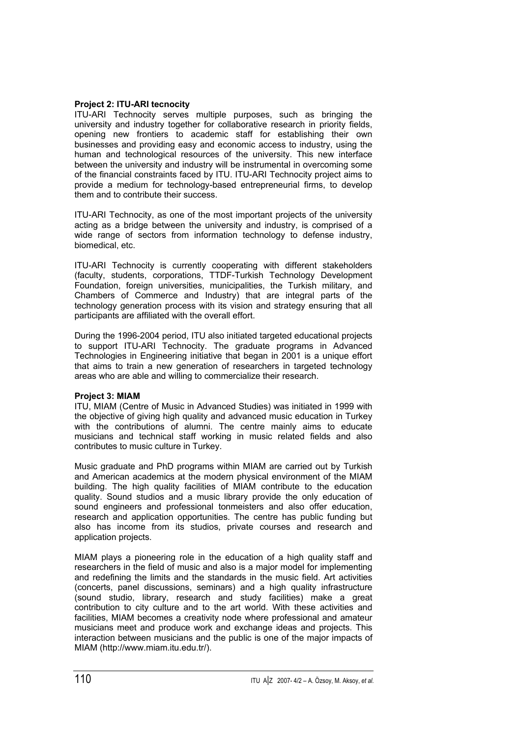**Project 2: ITU-ARI tecnocity**

ITU-ARI Technocity serves multiple purposes, such as bringing the university and industry together for collaborative research in priority fields, opening new frontiers to academic staff for establishing their own businesses and providing easy and economic access to industry, using the human and technological resources of the university. This new interface between the university and industry will be instrumental in overcoming some of the financial constraints faced by ITU. ITU-ARI Technocity project aims to provide a medium for technology-based entrepreneurial firms, to develop them and to contribute their success.

ITU-ARI Technocity, as one of the most important projects of the university acting as a bridge between the university and industry, is comprised of a wide range of sectors from information technology to defense industry, biomedical, etc.

ITU-ARI Technocity is currently cooperating with different stakeholders (faculty, students, corporations, TTDF-Turkish Technology Development Foundation, foreign universities, municipalities, the Turkish military, and Chambers of Commerce and Industry) that are integral parts of the technology generation process with its vision and strategy ensuring that all participants are affiliated with the overall effort.

During the 1996-2004 period, ITU also initiated targeted educational projects to support ITU-ARI Technocity. The graduate programs in Advanced Technologies in Engineering initiative that began in 2001 is a unique effort that aims to train a new generation of researchers in targeted technology areas who are able and willing to commercialize their research.

**Project 3: MIAM**

ITU, MIAM (Centre of Music in Advanced Studies) was initiated in 1999 with the objective of giving high quality and advanced music education in Turkey with the contributions of alumni. The centre mainly aims to educate musicians and technical staff working in music related fields and also contributes to music culture in Turkey.

Music graduate and PhD programs within MIAM are carried out by Turkish and American academics at the modern physical environment of the MIAM building. The high quality facilities of MIAM contribute to the education quality. Sound studios and a music library provide the only education of sound engineers and professional tonmeisters and also offer education, research and application opportunities. The centre has public funding but also has income from its studios, private courses and research and application projects.

MIAM plays a pioneering role in the education of a high quality staff and researchers in the field of music and also is a major model for implementing and redefining the limits and the standards in the music field. Art activities (concerts, panel discussions, seminars) and a high quality infrastructure (sound studio, library, research and study facilities) make a great contribution to city culture and to the art world. With these activities and facilities, MIAM becomes a creativity node where professional and amateur musicians meet and produce work and exchange ideas and projects. This interaction between musicians and the public is one of the major impacts of MIAM (http://www.miam.itu.edu.tr/).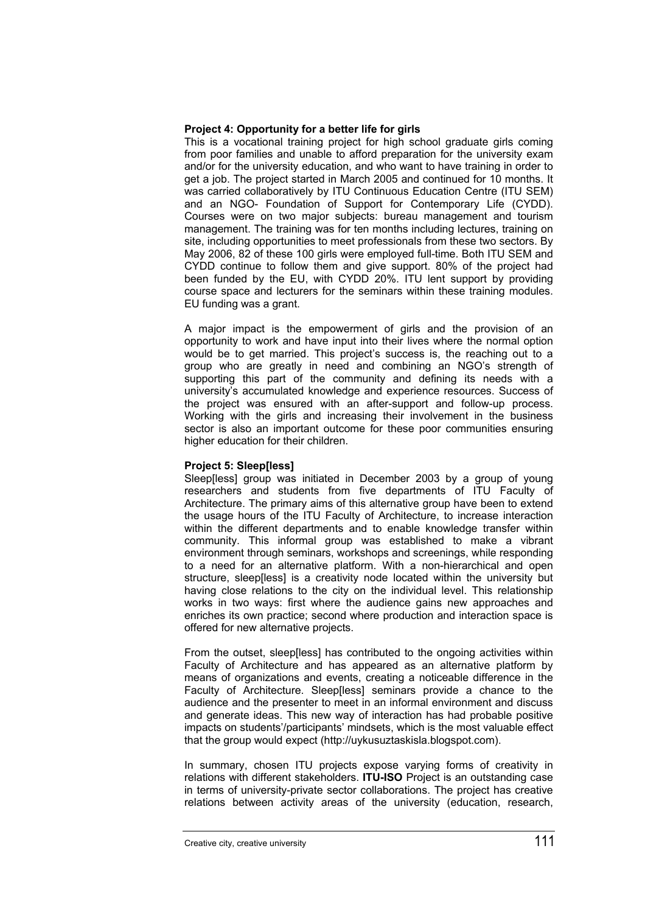**Project 4: Opportunity for a better life for girls**

This is a vocational training project for high school graduate girls coming from poor families and unable to afford preparation for the university exam and/or for the university education, and who want to have training in order to get a job. The project started in March 2005 and continued for 10 months. It was carried collaboratively by ITU Continuous Education Centre (ITU SEM) and an NGO- Foundation of Support for Contemporary Life (CYDD). Courses were on two major subjects: bureau management and tourism management. The training was for ten months including lectures, training on site, including opportunities to meet professionals from these two sectors. By May 2006, 82 of these 100 girls were employed full-time. Both ITU SEM and CYDD continue to follow them and give support. 80% of the project had been funded by the EU, with CYDD 20%. ITU lent support by providing course space and lecturers for the seminars within these training modules. EU funding was a grant.

A major impact is the empowerment of girls and the provision of an opportunity to work and have input into their lives where the normal option would be to get married. This project's success is, the reaching out to a group who are greatly in need and combining an NGO's strength of supporting this part of the community and defining its needs with a university's accumulated knowledge and experience resources. Success of the project was ensured with an after-support and follow-up process. Working with the girls and increasing their involvement in the business sector is also an important outcome for these poor communities ensuring higher education for their children.

**Project 5: Sleep[less]**

Sleep[less] group was initiated in December 2003 by a group of young researchers and students from five departments of ITU Faculty of Architecture. The primary aims of this alternative group have been to extend the usage hours of the ITU Faculty of Architecture, to increase interaction within the different departments and to enable knowledge transfer within community. This informal group was established to make a vibrant environment through seminars, workshops and screenings, while responding to a need for an alternative platform. With a non-hierarchical and open structure, sleep[less] is a creativity node located within the university but having close relations to the city on the individual level. This relationship works in two ways: first where the audience gains new approaches and enriches its own practice; second where production and interaction space is offered for new alternative projects.

From the outset, sleep[less] has contributed to the ongoing activities within Faculty of Architecture and has appeared as an alternative platform by means of organizations and events, creating a noticeable difference in the Faculty of Architecture. Sleep[less] seminars provide a chance to the audience and the presenter to meet in an informal environment and discuss and generate ideas. This new way of interaction has had probable positive impacts on students'/participants' mindsets, which is the most valuable effect that the group would expect (http://uykusuztaskisla.blogspot.com).

In summary, chosen ITU projects expose varying forms of creativity in relations with different stakeholders. **ITU-ISO** Project is an outstanding case in terms of university-private sector collaborations. The project has creative relations between activity areas of the university (education, research,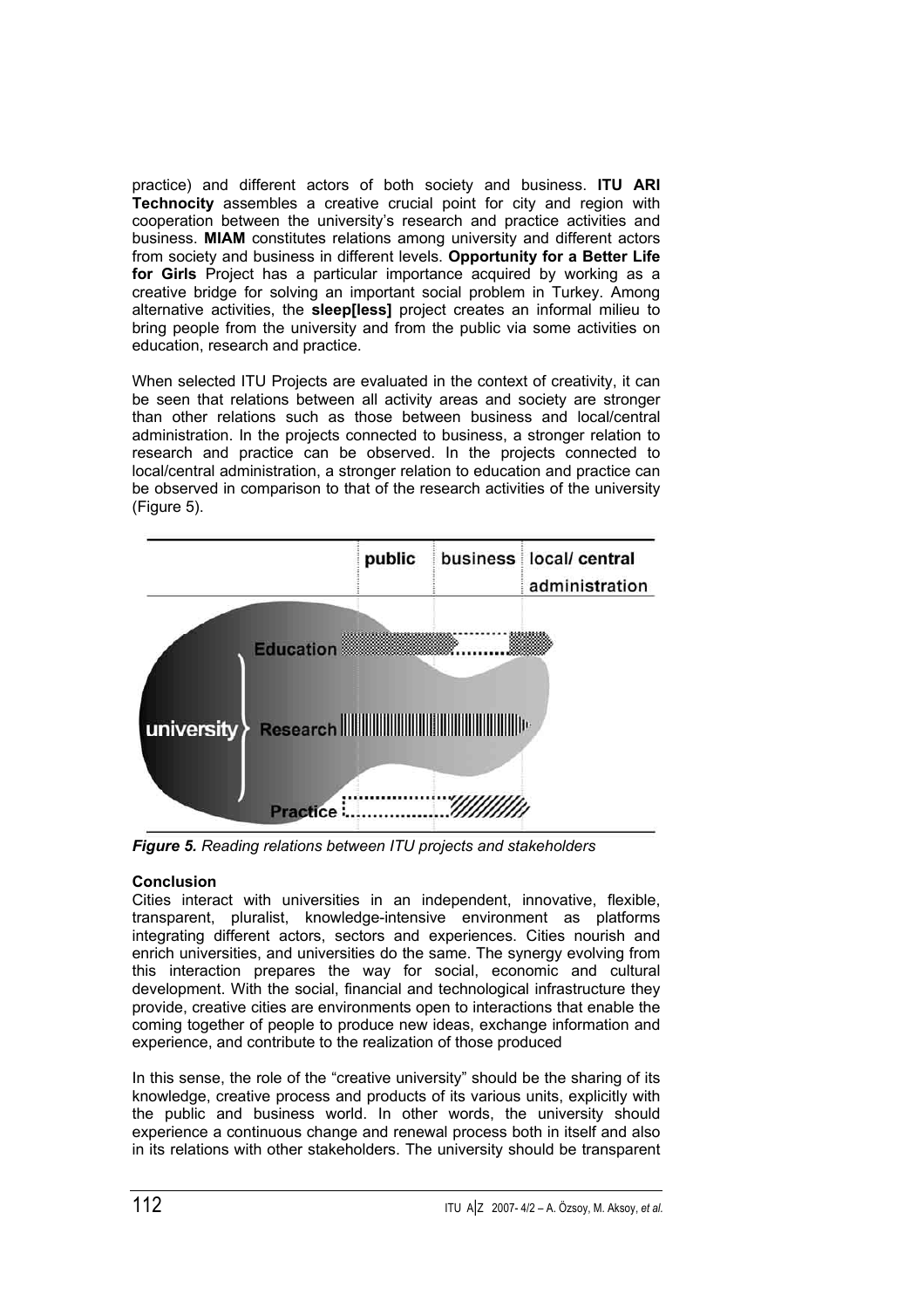practice) and different actors of both society and business. **ITU ARI Technocity** assembles a creative crucial point for city and region with cooperation between the university's research and practice activities and business. **MIAM** constitutes relations among university and different actors from society and business in different levels. **Opportunity for a Better Life for Girls** Project has a particular importance acquired by working as a creative bridge for solving an important social problem in Turkey. Among alternative activities, the **sleep[less]** project creates an informal milieu to bring people from the university and from the public via some activities on education, research and practice.

When selected ITU Projects are evaluated in the context of creativity, it can be seen that relations between all activity areas and society are stronger than other relations such as those between business and local/central administration. In the projects connected to business, a stronger relation to research and practice can be observed. In the projects connected to local/central administration, a stronger relation to education and practice can be observed in comparison to that of the research activities of the university (Figure 5).

*Figure 5. Reading relations between ITU projects and stakeholders*

## Conclusion

Cities interact with universities in an independent, innovative, flexible, transparent, pluralist, knowledge-intensive environment as platforms integrating different actors, sectors and experiences. Cities nourish and enrich universities, and universities do the same. The synergy evolving from this interaction prepares the way for social, economic and cultural development. With the social, financial and technological infrastructure they provide, creative cities are environments open to interactions that enable the coming together of people to produce new ideas, exchange information and experience, and contribute to the realization of those produced

In this sense, the role of the "creative university" should be the sharing of its knowledge, creative process and products of its various units, explicitly with the public and business world. In other words, the university should experience a continuous change and renewal process both in itself and also in its relations with other stakeholders. The university should be transparent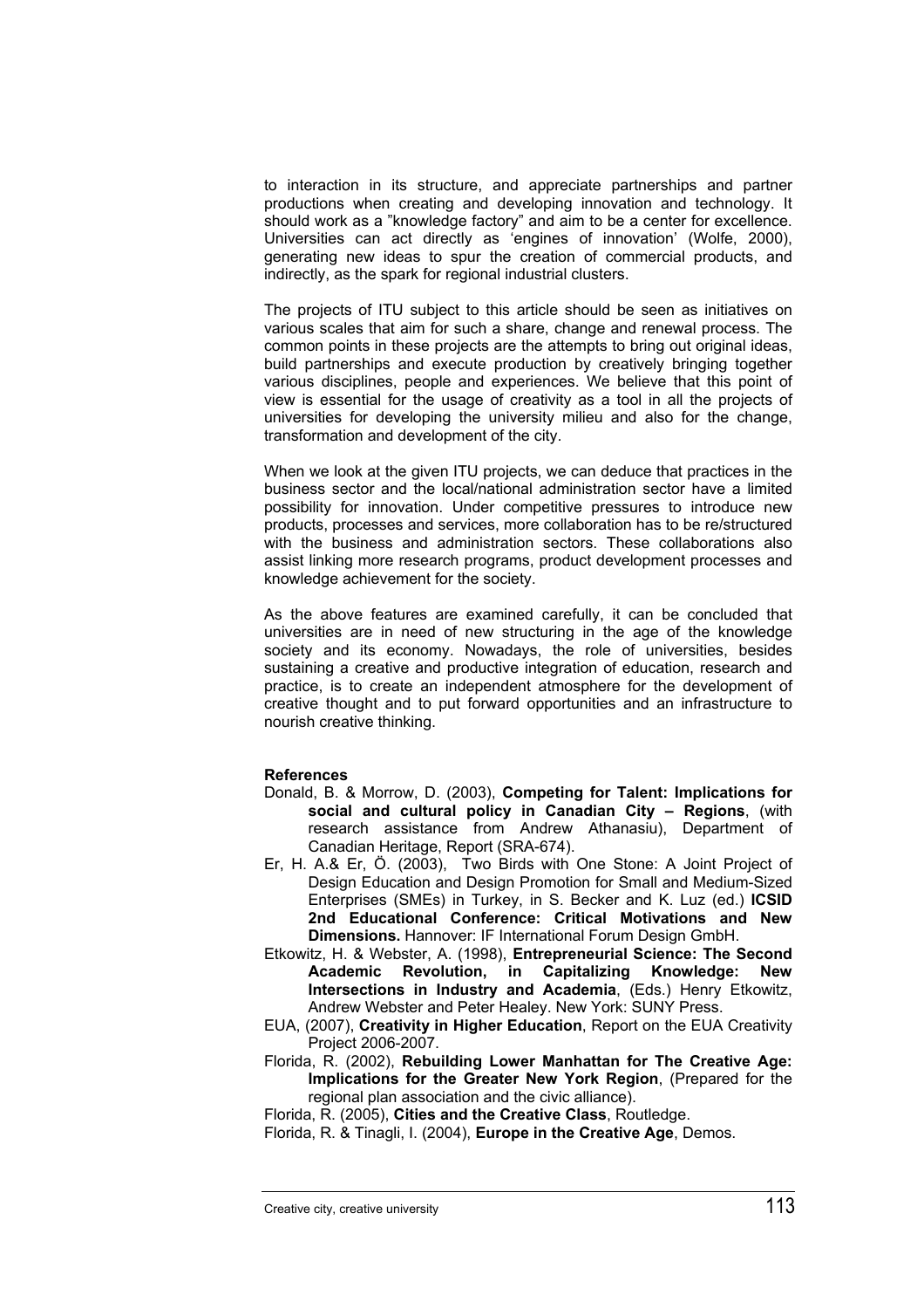to interaction in its structure, and appreciate partnerships and partner productions when creating and developing innovation and technology. It should work as a "knowledge factory" and aim to be a center for excellence. Universities can act directly as 'engines of innovation' (Wolfe, 2000), generating new ideas to spur the creation of commercial products, and indirectly, as the spark for regional industrial clusters.

The projects of ITU subject to this article should be seen as initiatives on various scales that aim for such a share, change and renewal process. The common points in these projects are the attempts to bring out original ideas, build partnerships and execute production by creatively bringing together various disciplines, people and experiences. We believe that this point of view is essential for the usage of creativity as a tool in all the projects of universities for developing the university milieu and also for the change, transformation and development of the city.

When we look at the given ITU projects, we can deduce that practices in the business sector and the local/national administration sector have a limited possibility for innovation. Under competitive pressures to introduce new products, processes and services, more collaboration has to be re/structured with the business and administration sectors. These collaborations also assist linking more research programs, product development processes and knowledge achievement for the society.

As the above features are examined carefully, it can be concluded that universities are in need of new structuring in the age of the knowledge society and its economy. Nowadays, the role of universities, besides sustaining a creative and productive integration of education, research and practice, is to create an independent atmosphere for the development of creative thought and to put forward opportunities and an infrastructure to nourish creative thinking.

**References**

Donald, B. & Morrow, D. (2003), **Competing for Talent: Implications for social and cultural policy in Canadian City – Regions**, (with research assistance from Andrew Athanasiu), Department of Canadian Heritage, Report (SRA-674).

Er, H. A.& Er, Ö. (2003), Two Birds with One Stone: A Joint Project of Design Education and Design Promotion for Small and Medium-Sized Enterprises (SMEs) in Turkey, in S. Becker and K. Luz (ed.) **ICSID 2nd Educational Conference: Critical Motivations and New Dimensions.** Hannover: IF International Forum Design GmbH.

Etkowitz, H. & Webster, A. (1998), **Entrepreneurial Science: The Second Academic Revolution, in Capitalizing Knowledge: New Intersections in Industry and Academia**, (Eds.) Henry Etkowitz, Andrew Webster and Peter Healey. New York: SUNY Press.

EUA, (2007), **Creativity in Higher Education**, Report on the EUA Creativity Project 2006-2007.

Florida, R. (2002), **Rebuilding Lower Manhattan for The Creative Age: Implications for the Greater New York Region**, (Prepared for the regional plan association and the civic alliance).

Florida, R. (2005), **Cities and the Creative Class**, Routledge.

Florida, R. & Tinagli, I. (2004), **Europe in the Creative Age**, Demos.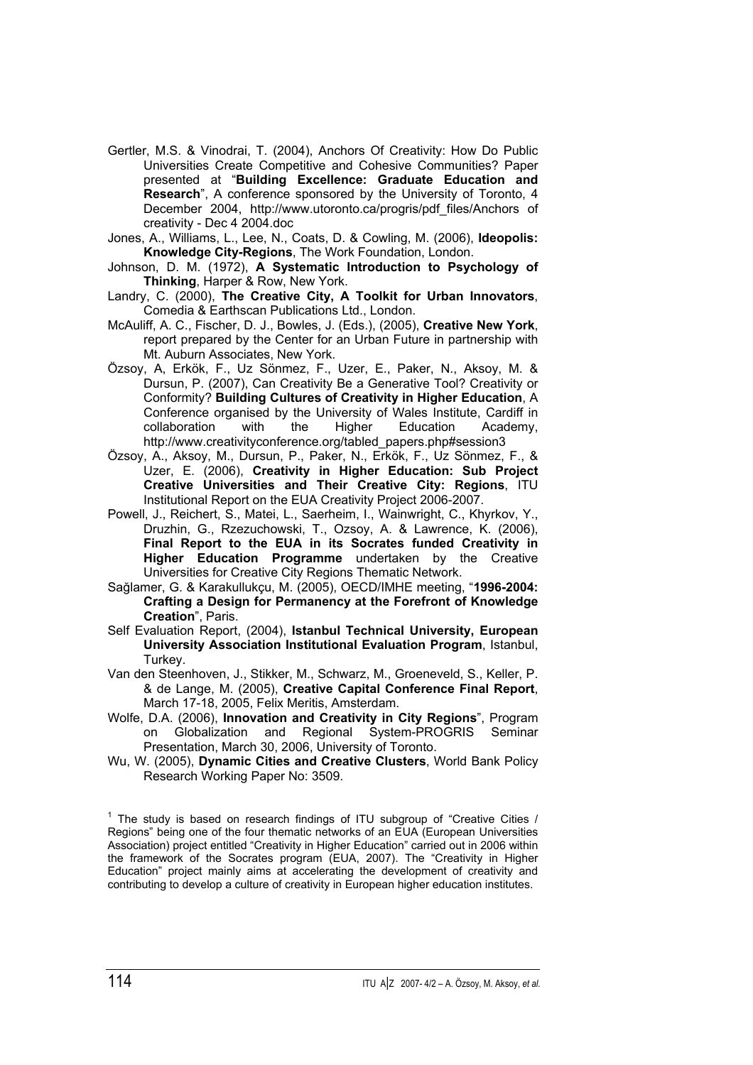Gertler, M.S. & Vinodrai, T. (2004), Anchors Of Creativity: How Do Public Universities Create Competitive and Cohesive Communities? Paper presented at "**Building Excellence: Graduate Education and Research**", A conference sponsored by the University of Toronto, 4 December 2004, http://www.utoronto.ca/progris/pdf_files/Anchors of creativity - Dec 4 2004.doc

Jones, A., Williams, L., Lee, N., Coats, D. & Cowling, M. (2006), **Ideopolis: Knowledge City-Regions**, The Work Foundation, London.

Johnson, D. M. (1972), **A Systematic Introduction to Psychology of Thinking**, Harper & Row, New York.

Landry, C. (2000), **The Creative City, A Toolkit for Urban Innovators**, Comedia & Earthscan Publications Ltd., London.

McAuliff, A. C., Fischer, D. J., Bowles, J. (Eds.), (2005), **Creative New York**, report prepared by the Center for an Urban Future in partnership with Mt. Auburn Associates, New York.

Özsoy, A, Erkök, F., Uz Sönmez, F., Uzer, E., Paker, N., Aksoy, M. & Dursun, P. (2007), Can Creativity Be a Generative Tool? Creativity or Conformity? **Building Cultures of Creativity in Higher Education**, A Conference organised by the University of Wales Institute, Cardiff in collaboration with the Higher Education Academy, http://www.creativityconference.org/tabled_papers.php#session3

Özsoy, A., Aksoy, M., Dursun, P., Paker, N., Erkök, F., Uz Sönmez, F., & Uzer, E. (2006), **Creativity in Higher Education: Sub Project Creative Universities and Their Creative City: Regions**, ITU Institutional Report on the EUA Creativity Project 2006-2007.

Powell, J., Reichert, S., Matei, L., Saerheim, I., Wainwright, C., Khyrkov, Y., Druzhin, G., Rzezuchowski, T., Ozsoy, A. & Lawrence, K. (2006), **Final Report to the EUA in its Socrates funded Creativity in Higher Education Programme** undertaken by the Creative Universities for Creative City Regions Thematic Network.

Sağlamer, G. & Karakullukçu, M. (2005), OECD/IMHE meeting, "**1996-2004: Crafting a Design for Permanency at the Forefront of Knowledge Creation**", Paris.

Self Evaluation Report, (2004), **Istanbul Technical University, European University Association Institutional Evaluation Program**, Istanbul, Turkey.

Van den Steenhoven, J., Stikker, M., Schwarz, M., Groeneveld, S., Keller, P. & de Lange, M. (2005), **Creative Capital Conference Final Report**, March 17-18, 2005, Felix Meritis, Amsterdam.

Wolfe, D.A. (2006), **Innovation and Creativity in City Regions**", Program on Globalization and Regional System-PROGRIS Seminar Presentation, March 30, 2006, University of Toronto.

Wu, W. (2005), **Dynamic Cities and Creative Clusters**, World Bank Policy Research Working Paper No: 3509.

[1] The study is based on research findings of ITU subgroup of "Creative Cities / Regions" being one of the four thematic networks of an EUA (European Universities Association) project entitled "Creativity in Higher Education" carried out in 2006 within the framework of the Socrates program (EUA, 2007). The "Creativity in Higher Education" project mainly aims at accelerating the development of creativity and contributing to develop a culture of creativity in European higher education institutes.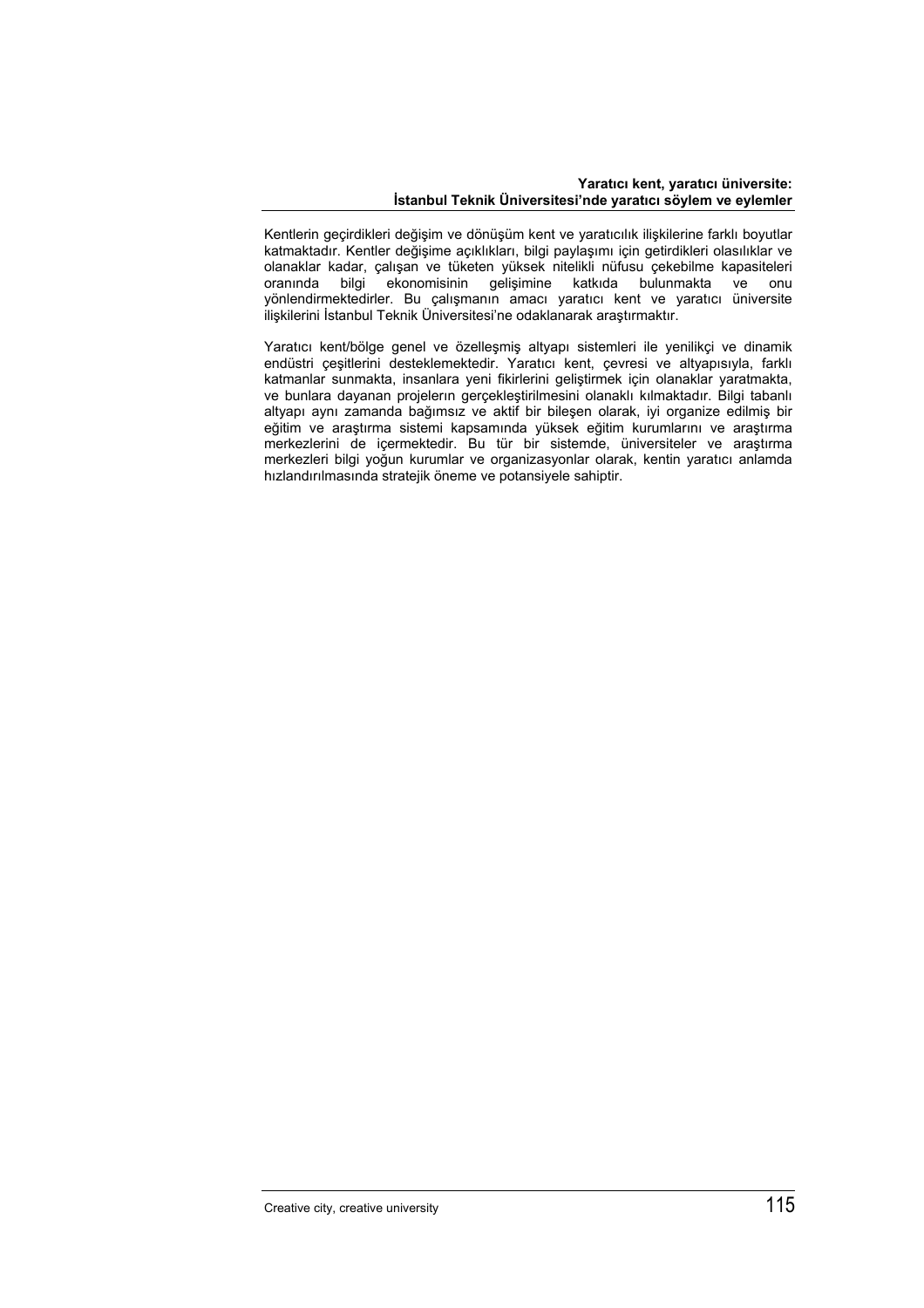**Yaratıcı kent, yaratıcı üniversite:**
**İstanbul Teknik Üniversitesi'nde yaratıcı söylem ve eylemler**

Kentlerin geçirdikleri değişim ve dönüşüm kent ve yaratıcılık ilişkilerine farklı boyutlar katmaktadır. Kentler değişime açıklıkları, bilgi paylaşımı için getirdikleri olasılıklar ve olanaklar kadar, çalışan ve tüketen yüksek nitelikli nüfusu çekebilme kapasiteleri oranında bilgi ekonomisinin gelişimine katkıda bulunmakta ve onu yönlendirmektedirler. Bu çalışmanın amacı yaratıcı kent ve yaratıcı üniversite ilişkilerini İstanbul Teknik Üniversitesi'ne odaklanarak araştırmaktır.

Yaratıcı kent/bölge genel ve özelleşmiş altyapı sistemleri ile yenilikçi ve dinamik endüstri çeşitlerini desteklemektedir. Yaratıcı kent, çevresi ve altyapısıyla, farklı katmanlar sunmakta, insanlara yeni fikirlerini geliştirmek için olanaklar yaratmakta, ve bunlara dayanan projelerın gerçekleştirilmesini olanaklı kılmaktadır. Bilgi tabanlı altyapı aynı zamanda bağımsız ve aktif bir bileşen olarak, iyi organize edilmiş bir eğitim ve araştırma sistemi kapsamında yüksek eğitim kurumlarını ve araştırma merkezlerini de içermektedir. Bu tür bir sistemde, üniversiteler ve araştırma merkezleri bilgi yoğun kurumlar ve organizasyonlar olarak, kentin yaratıcı anlamda hızlandırılmasında stratejik öneme ve potansiyele sahiptir.